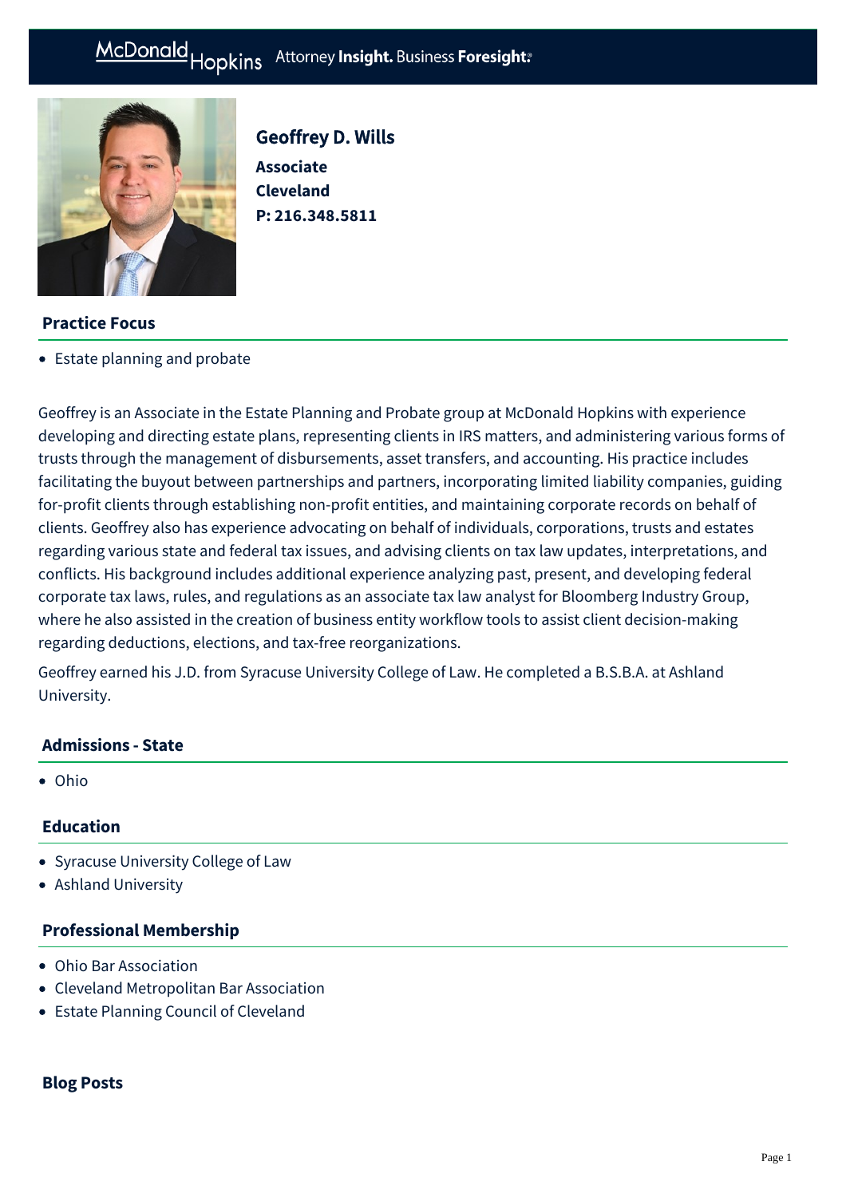McDonald Hopkins Attorney **Insight.** Business **Foresight**

# Geoffrey D. Wills

**Associate**
**Cleveland**
**P: 216.348.5811**

## Practice Focus

- Estate planning and probate

Geoffrey is an Associate in the Estate Planning and Probate group at McDonald Hopkins with experience developing and directing estate plans, representing clients in IRS matters, and administering various forms of trusts through the management of disbursements, asset transfers, and accounting. His practice includes facilitating the buyout between partnerships and partners, incorporating limited liability companies, guiding for-profit clients through establishing non-profit entities, and maintaining corporate records on behalf of clients. Geoffrey also has experience advocating on behalf of individuals, corporations, trusts and estates regarding various state and federal tax issues, and advising clients on tax law updates, interpretations, and conflicts. His background includes additional experience analyzing past, present, and developing federal corporate tax laws, rules, and regulations as an associate tax law analyst for Bloomberg Industry Group, where he also assisted in the creation of business entity workflow tools to assist client decision-making regarding deductions, elections, and tax-free reorganizations.

Geoffrey earned his J.D. from Syracuse University College of Law. He completed a B.S.B.A. at Ashland University.

## Admissions - State

- Ohio

## Education

- Syracuse University College of Law
- Ashland University

## Professional Membership

- Ohio Bar Association
- Cleveland Metropolitan Bar Association
- Estate Planning Council of Cleveland

## Blog Posts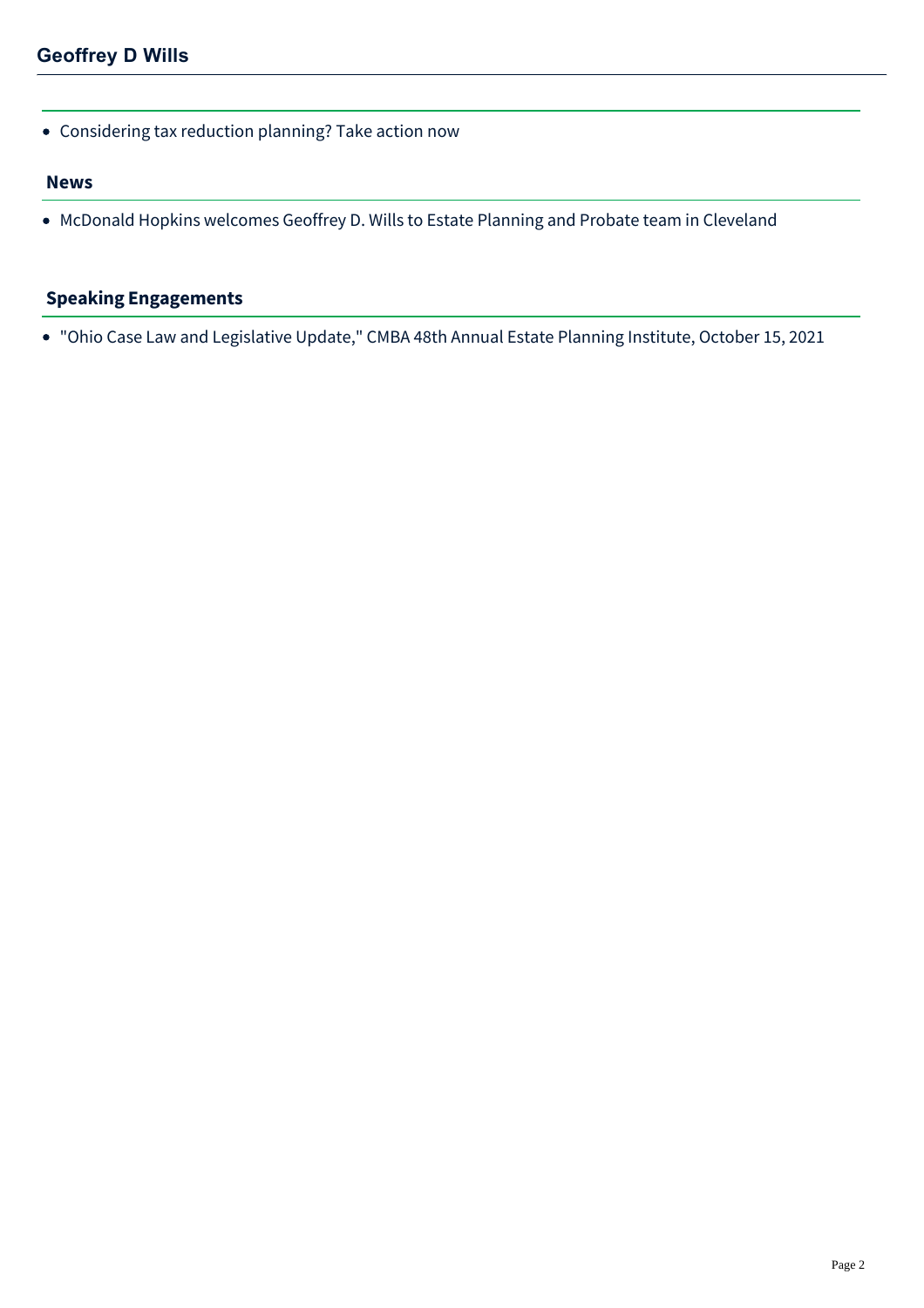- Considering tax reduction planning? Take action now

## News

- McDonald Hopkins welcomes Geoffrey D. Wills to Estate Planning and Probate team in Cleveland

## Speaking Engagements

- "Ohio Case Law and Legislative Update," CMBA 48th Annual Estate Planning Institute, October 15, 2021